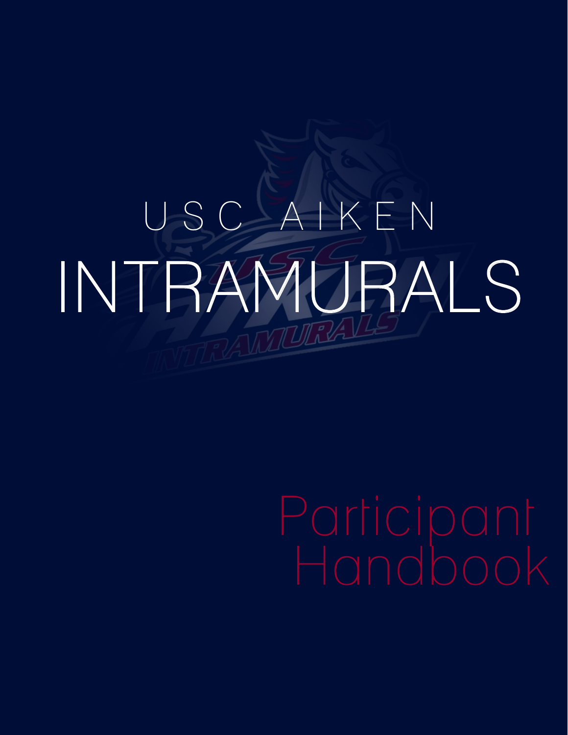USC AIKEN

# INTRAMURALS

## Participant Handbook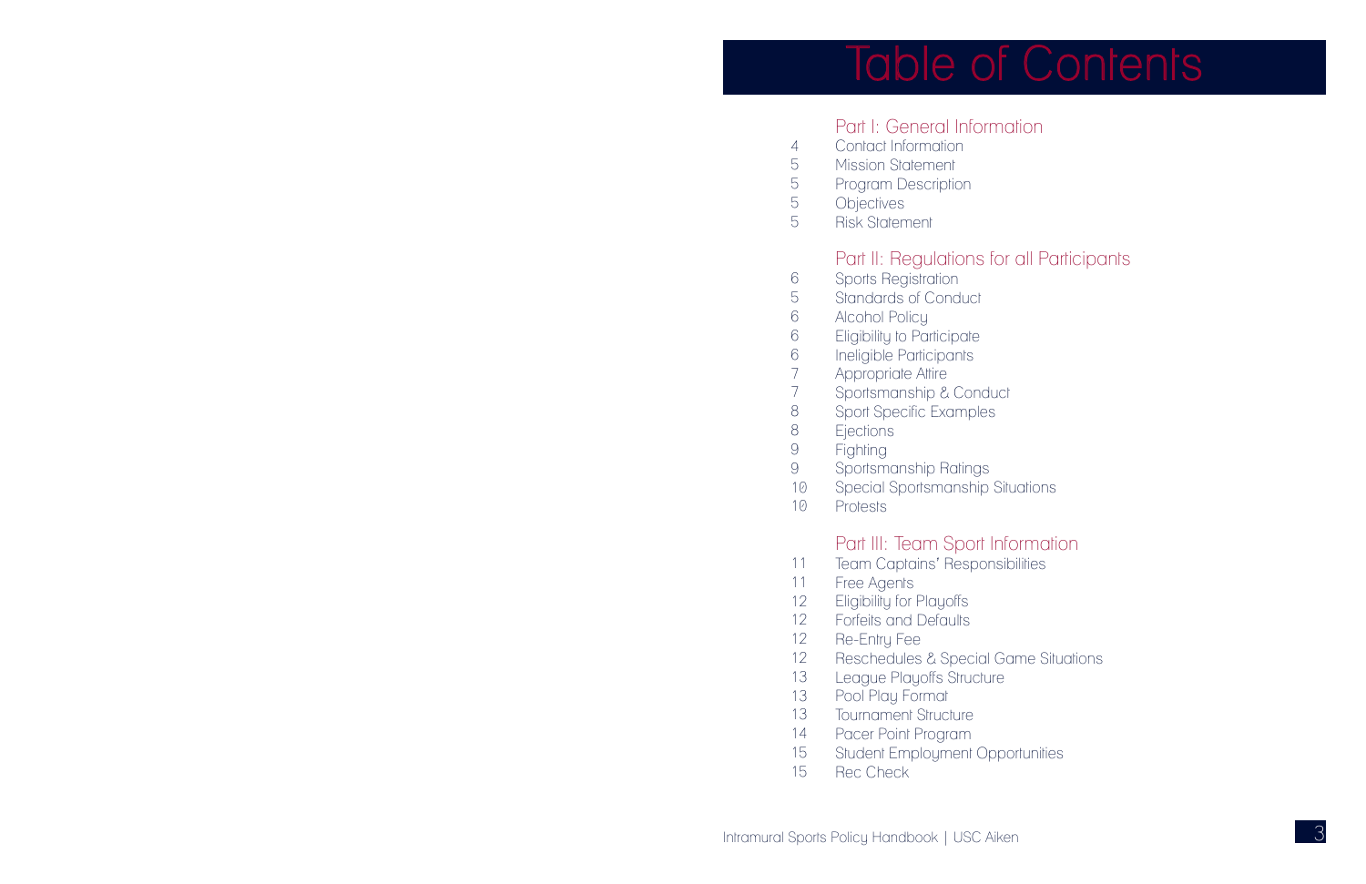# Table of Contents

## Part I: General Information

| Page | Section |
|---|---|
| 4 | Contact Information |
| 5 | Mission Statement |
| 5 | Program Description |
| 5 | Objectives |
| 5 | Risk Statement |

## Part II: Regulations for all Participants

| Page | Section |
|---|---|
| 6 | Sports Registration |
| 5 | Standards of Conduct |
| 6 | Alcohol Policy |
| 6 | Eligibility to Participate |
| 6 | Ineligible Participants |
| 7 | Appropriate Attire |
| 7 | Sportsmanship & Conduct |
| 8 | Sport Specific Examples |
| 8 | Ejections |
| 9 | Fighting |
| 9 | Sportsmanship Ratings |
| 10 | Special Sportsmanship Situations |
| 10 | Protests |

## Part III: Team Sport Information

| Page | Section |
|---|---|
| 11 | Team Captains' Responsibilities |
| 11 | Free Agents |
| 12 | Eligibility for Playoffs |
| 12 | Forfeits and Defaults |
| 12 | Re-Entry Fee |
| 12 | Reschedules & Special Game Situations |
| 13 | League Playoffs Structure |
| 13 | Pool Play Format |
| 13 | Tournament Structure |
| 14 | Pacer Point Program |
| 15 | Student Employment Opportunities |
| 15 | Rec Check |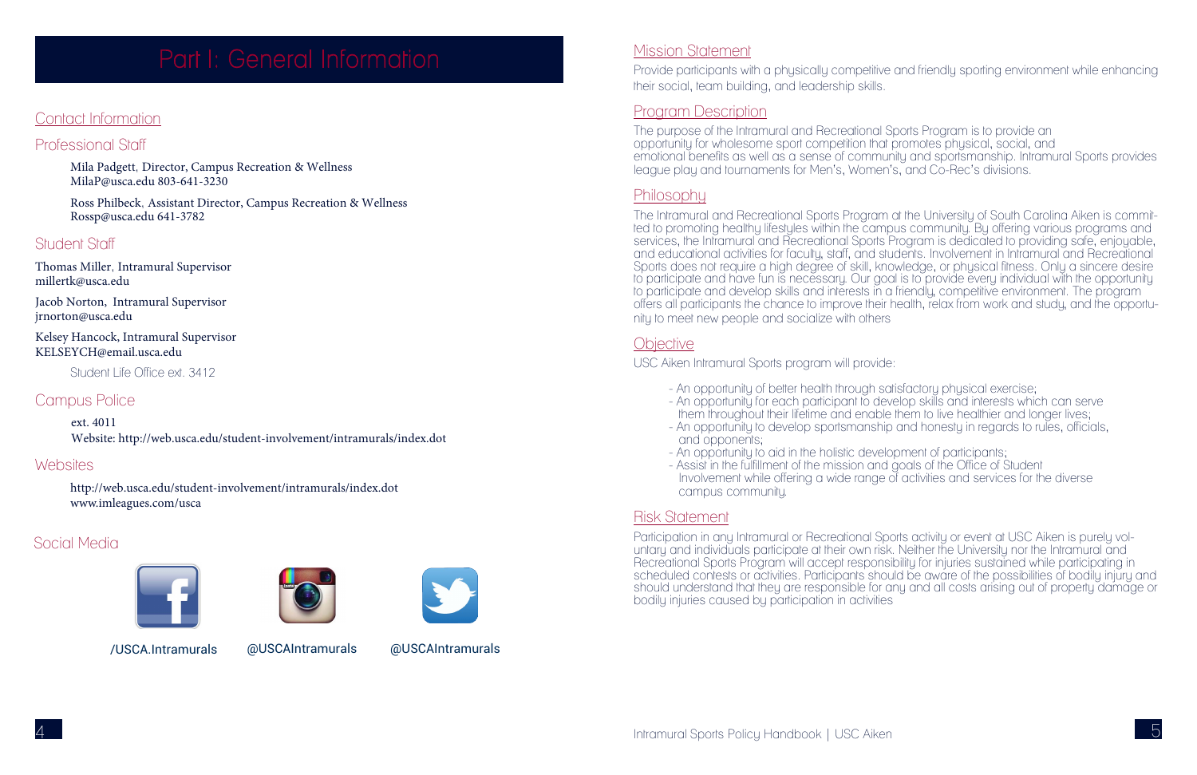# Part I: General Information

## Contact Information

### Professional Staff

Mila Padgett, Director, Campus Recreation & Wellness
MilaP@usca.edu 803-641-3230

Ross Philbeck, Assistant Director, Campus Recreation & Wellness
Rossp@usca.edu 641-3782

### Student Staff

Thomas Miller, Intramural Supervisor
millertk@usca.edu

Jacob Norton, Intramural Supervisor
jrnorton@usca.edu

Kelsey Hancock, Intramural Supervisor
KELSEYCH@email.usca.edu

Student Life Office ext. 3412

### Campus Police

ext. 4011
Website: http://web.usca.edu/student-involvement/intramurals/index.dot

### Websites

http://web.usca.edu/student-involvement/intramurals/index.dot
www.imleagues.com/usca

### Social Media

/USCA.Intramurals    @USCAIntramurals    @USCAIntramurals

## Mission Statement

Provide participants with a physically competitive and friendly sporting environment while enhancing their social, team building, and leadership skills.

## Program Description

The purpose of the Intramural and Recreational Sports Program is to provide an opportunity for wholesome sport competition that promotes physical, social, and emotional benefits as well as a sense of community and sportsmanship. Intramural Sports provides league play and tournaments for Men's, Women's, and Co-Rec's divisions.

## Philosophy

The Intramural and Recreational Sports Program at the University of South Carolina Aiken is committed to promoting healthy lifestyles within the campus community. By offering various programs and services, the Intramural and Recreational Sports Program is dedicated to providing safe, enjoyable, and educational activities for faculty, staff, and students. Involvement in Intramural and Recreational Sports does not require a high degree of skill, knowledge, or physical fitness. Only a sincere desire to participate and have fun is necessary. Our goal is to provide every individual with the opportunity to participate and develop skills and interests in a friendly, competitive environment. The program offers all participants the chance to improve their health, relax from work and study, and the opportunity to meet new people and socialize with others

## Objective

USC Aiken Intramural Sports program will provide:

- An opportunity of better health through satisfactory physical exercise;
- An opportunity for each participant to develop skills and interests which can serve them throughout their lifetime and enable them to live healthier and longer lives;
- An opportunity to develop sportsmanship and honesty in regards to rules, officials, and opponents;
- An opportunity to aid in the holistic development of participants;
- Assist in the fulfillment of the mission and goals of the Office of Student Involvement while offering a wide range of activities and services for the diverse campus community.

## Risk Statement

Participation in any Intramural or Recreational Sports activity or event at USC Aiken is purely voluntary and individuals participate at their own risk. Neither the University nor the Intramural and Recreational Sports Program will accept responsibility for injuries sustained while participating in scheduled contests or activities. Participants should be aware of the possibilities of bodily injury and should understand that they are responsible for any and all costs arising out of property damage or bodily injuries caused by participation in activities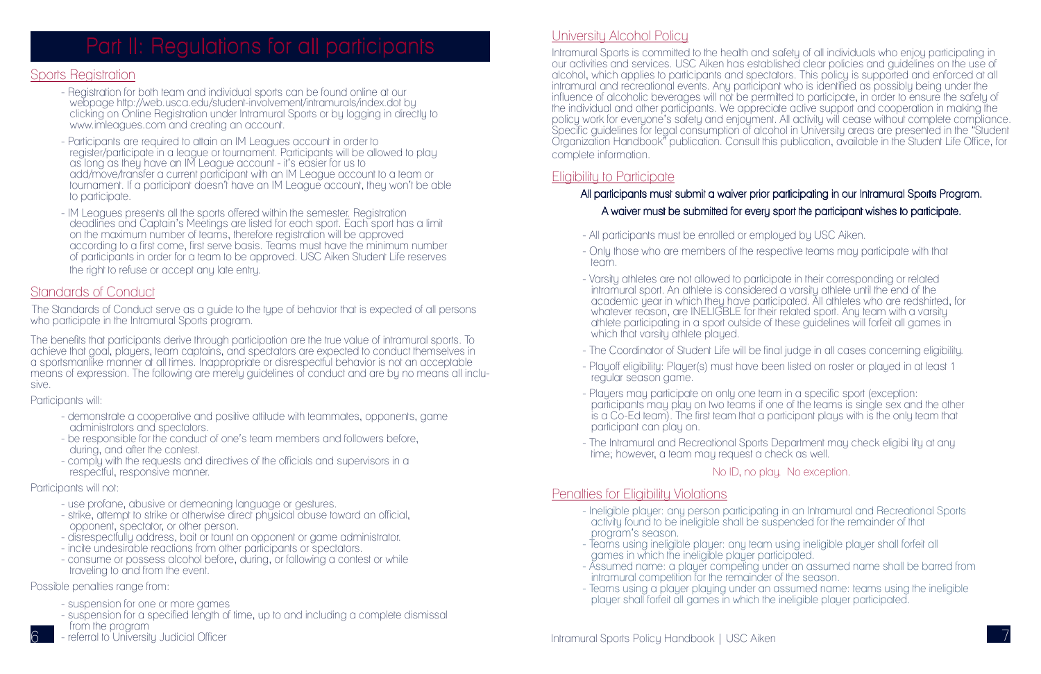# Part II: Regulations for all participants

## Sports Registration

- Registration for both team and individual sports can be found online at our webpage http://web.usca.edu/student-involvement/intramurals/index.dot by clicking on Online Registration under Intramural Sports or by logging in directly to www.imleagues.com and creating an account.
- Participants are required to attain an IM Leagues account in order to register/participate in a league or tournament. Participants will be allowed to play as long as they have an IM League account - it's easier for us to add/move/transfer a current participant with an IM League account to a team or tournament. If a participant doesn't have an IM League account, they won't be able to participate.
- IM Leagues presents all the sports offered within the semester. Registration deadlines and Captain's Meetings are listed for each sport. Each sport has a limit on the maximum number of teams, therefore registration will be approved according to a first come, first serve basis. Teams must have the minimum number of participants in order for a team to be approved. USC Aiken Student Life reserves the right to refuse or accept any late entry.

## Standards of Conduct

The Standards of Conduct serve as a guide to the type of behavior that is expected of all persons who participate in the Intramural Sports program.

The benefits that participants derive through participation are the true value of intramural sports. To achieve that goal, players, team captains, and spectators are expected to conduct themselves in a sportsmanlike manner at all times. Inappropriate or disrespectful behavior is not an acceptable means of expression. The following are merely guidelines of conduct and are by no means all inclusive.

Participants will:

- demonstrate a cooperative and positive attitude with teammates, opponents, game administrators and spectators.
- be responsible for the conduct of one's team members and followers before, during, and after the contest.
- comply with the requests and directives of the officials and supervisors in a respectful, responsive manner.

Participants will not:

- use profane, abusive or demeaning language or gestures.
- strike, attempt to strike or otherwise direct physical abuse toward an official, opponent, spectator, or other person.
- disrespectfully address, bait or taunt an opponent or game administrator.
- incite undesirable reactions from other participants or spectators.
- consume or possess alcohol before, during, or following a contest or while traveling to and from the event.

Possible penalties range from:

- suspension for one or more games
- suspension for a specified length of time, up to and including a complete dismissal from the program
- referral to University Judicial Officer

## University Alcohol Policy

Intramural Sports is committed to the health and safety of all individuals who enjoy participating in our activities and services. USC Aiken has established clear policies and guidelines on the use of alcohol, which applies to participants and spectators. This policy is supported and enforced at all intramural and recreational events. Any participant who is identified as possibly being under the influence of alcoholic beverages will not be permitted to participate, in order to ensure the safety of the individual and other participants. We appreciate active support and cooperation in making the policy work for everyone's safety and enjoyment. All activity will cease without complete compliance. Specific guidelines for legal consumption of alcohol in University areas are presented in the "Student Organization Handbook" publication. Consult this publication, available in the Student Life Office, for complete information.

## Eligibility to Participate

**All participants must submit a waiver prior participating in our Intramural Sports Program.**

**A waiver must be submitted for every sport the participant wishes to participate.**

- All participants must be enrolled or employed by USC Aiken.
- Only those who are members of the respective teams may participate with that team.
- Varsity athletes are not allowed to participate in their corresponding or related intramural sport. An athlete is considered a varsity athlete until the end of the academic year in which they have participated. All athletes who are redshirted, for whatever reason, are INELIGBLE for their related sport. Any team with a varsity athlete participating in a sport outside of these guidelines will forfeit all games in which that varsity athlete played.
- The Coordinator of Student Life will be final judge in all cases concerning eligibility.
- Playoff eligibility: Player(s) must have been listed on roster or played in at least 1 regular season game.
- Players may participate on only one team in a specific sport (exception: participants may play on two teams if one of the teams is single sex and the other is a Co-Ed team). The first team that a participant plays with is the only team that participant can play on.
- The Intramural and Recreational Sports Department may check eligibi lity at any time; however, a team may request a check as well.

No ID, no play. No exception.

## Penalties for Eligibility Violations

- Ineligible player: any person participating in an Intramural and Recreational Sports activity found to be ineligible shall be suspended for the remainder of that program's season.
- Teams using ineligible player: any team using ineligible player shall forfeit all games in which the ineligible player participated.
- Assumed name: a player competing under an assumed name shall be barred from intramural competition for the remainder of the season.
- Teams using a player playing under an assumed name: teams using the ineligible player shall forfeit all games in which the ineligible player participated.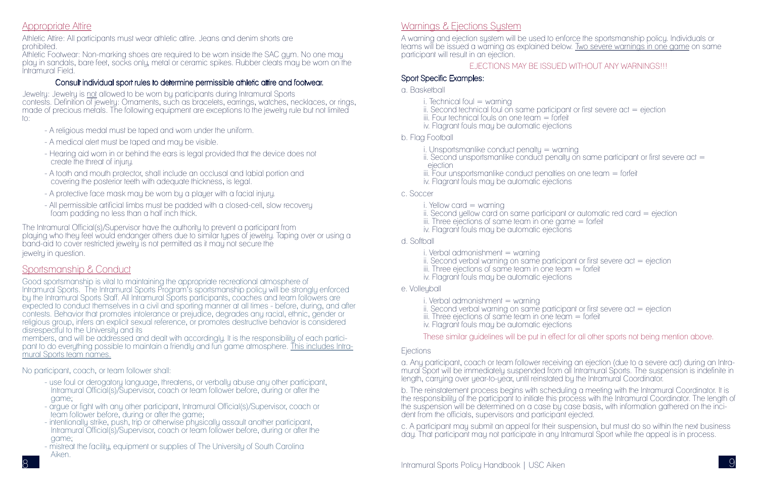## Appropriate Attire

Athletic Attire: All participants must wear athletic attire. Jeans and denim shorts are prohibited.
Athletic Footwear: Non-marking shoes are required to be worn inside the SAC gym. No one may play in sandals, bare feet, socks only, metal or ceramic spikes. Rubber cleats may be worn on the Intramural Field.

**Consult individual sport rules to determine permissible athletic attire and footwear.**

Jewelry: Jewelry is not allowed to be worn by participants during Intramural Sports contests. Definition of jewelry: Ornaments, such as bracelets, earrings, watches, necklaces, or rings, made of precious metals. The following equipment are exceptions to the jewelry rule but not limited to:

- A religious medal must be taped and worn under the uniform.
- A medical alert must be taped and may be visible.
- Hearing aid worn in or behind the ears is legal provided that the device does not create the threat of injury.
- A tooth and mouth protector, shall include an occlusal and labial portion and covering the posterior teeth with adequate thickness, is legal.
- A protective face mask may be worn by a player with a facial injury.
- All permissible artificial limbs must be padded with a closed-cell, slow recovery foam padding no less than a half inch thick.

The Intramural Official(s)/Supervisor have the authority to prevent a participant from playing who they feel would endanger others due to similar types of jewelry. Taping over or using a band-aid to cover restricted jewelry is not permitted as it may not secure the jewelry in question.

## Sportsmanship & Conduct

Good sportsmanship is vital to maintaining the appropriate recreational atmosphere of Intramural Sports. The Intramural Sports Program's sportsmanship policy will be strongly enforced by the Intramural Sports Staff. All Intramural Sports participants, coaches and team followers are expected to conduct themselves in a civil and sporting manner at all times - before, during, and after contests. Behavior that promotes intolerance or prejudice, degrades any racial, ethnic, gender or religious group, infers an explicit sexual reference, or promotes destructive behavior is considered disrespectful to the University and its members, and will be addressed and dealt with accordingly. It is the responsibility of each participant to do everything possible to maintain a friendly and fun game atmosphere. This includes Intramural Sports team names.

No participant, coach, or team follower shall:

- use foul or derogatory language, threatens, or verbally abuse any other participant, Intramural Official(s)/Supervisor, coach or team follower before, during or after the game;
- argue or fight with any other participant, Intramural Official(s)/Supervisor, coach or team follower before, during or after the game;
- intentionally strike, push, trip or otherwise physically assault another participant, Intramural Official(s)/Supervisor, coach or team follower before, during or after the game;
- mistreat the facility, equipment or supplies of The University of South Carolina Aiken.

## Warnings & Ejections System

A warning and ejection system will be used to enforce the sportsmanship policy. Individuals or teams will be issued a warning as explained below. Two severe warnings in one game on same participant will result in an ejection.

EJECTIONS MAY BE ISSUED WITHOUT ANY WARNINGS!!!

### Sport Specific Examples:

a. Basketball

i. Technical foul = warning
ii. Second technical foul on same participant or first severe act = ejection
iii. Four technical fouls on one team = forfeit
iv. Flagrant fouls may be automatic ejections

b. Flag Football

i. Unsportsmanlike conduct penalty = warning
ii. Second unsportsmanlike conduct penalty on same participant or first severe act = ejection
iii. Four unsportsmanlike conduct penalties on one team = forfeit
iv. Flagrant fouls may be automatic ejections

c. Soccer

i. Yellow card = warning
ii. Second yellow card on same participant or automatic red card = ejection
iii. Three ejections of same team in one game = forfeit
iv. Flagrant fouls may be automatic ejections

d. Softball

i. Verbal admonishment = warning
ii. Second verbal warning on same participant or first severe act = ejection
iii. Three ejections of same team in one team = forfeit
iv. Flagrant fouls may be automatic ejections

e. Volleyball

i. Verbal admonishment = warning
ii. Second verbal warning on same participant or first severe act = ejection
iii. Three ejections of same team in one team = forfeit
iv. Flagrant fouls may be automatic ejections

These similar guidelines will be put in effect for all other sports not being mention above.

### Ejections

a. Any participant, coach or team follower receiving an ejection (due to a severe act) during an Intramural Sport will be immediately suspended from all Intramural Sports. The suspension is indefinite in length, carrying over year-to-year, until reinstated by the Intramural Coordinator.

b. The reinstatement process begins with scheduling a meeting with the Intramural Coordinator. It is the responsibility of the participant to initiate this process with the Intramural Coordinator. The length of the suspension will be determined on a case by case basis, with information gathered on the incident from the officials, supervisors and participant ejected.

c. A participant may submit an appeal for their suspension, but must do so within the next business day. That participant may not participate in any Intramural Sport while the appeal is in process.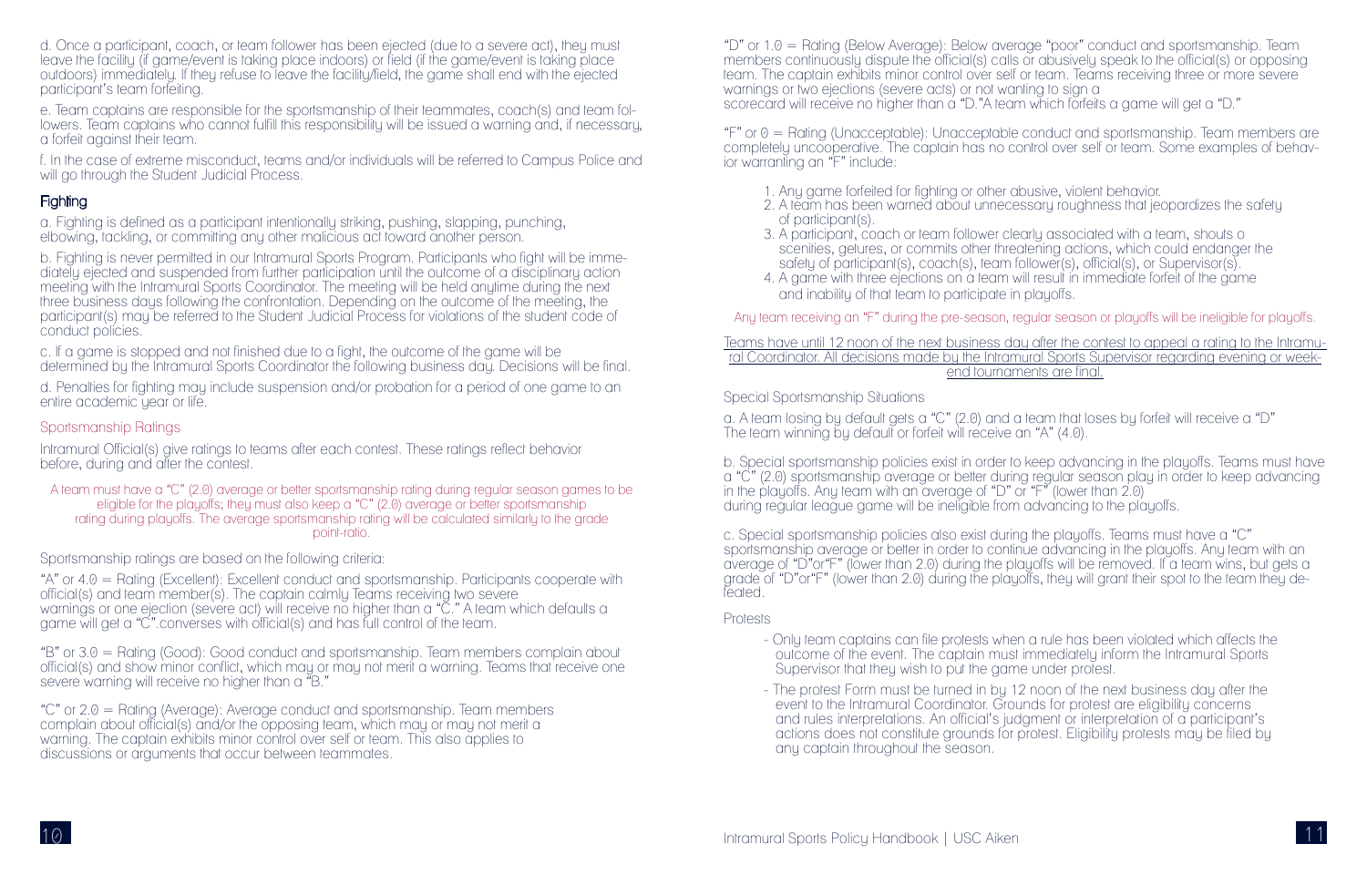d. Once a participant, coach, or team follower has been ejected (due to a severe act), they must leave the facility (if game/event is taking place indoors) or field (if the game/event is taking place outdoors) immediately. If they refuse to leave the facility/field, the game shall end with the ejected participant's team forfeiting.

e. Team captains are responsible for the sportsmanship of their teammates, coach(s) and team followers. Team captains who cannot fulfill this responsibility will be issued a warning and, if necessary, a forfeit against their team.

f. In the case of extreme misconduct, teams and/or individuals will be referred to Campus Police and will go through the Student Judicial Process.

## Fighting

a. Fighting is defined as a participant intentionally striking, pushing, slapping, punching, elbowing, tackling, or committing any other malicious act toward another person.

b. Fighting is never permitted in our Intramural Sports Program. Participants who fight will be immediately ejected and suspended from further participation until the outcome of a disciplinary action meeting with the Intramural Sports Coordinator. The meeting will be held anytime during the next three business days following the confrontation. Depending on the outcome of the meeting, the participant(s) may be referred to the Student Judicial Process for violations of the student code of conduct policies.

c. If a game is stopped and not finished due to a fight, the outcome of the game will be determined by the Intramural Sports Coordinator the following business day. Decisions will be final.

d. Penalties for fighting may include suspension and/or probation for a period of one game to an entire academic year or life.

## Sportsmanship Ratings

Intramural Official(s) give ratings to teams after each contest. These ratings reflect behavior before, during and after the contest.

A team must have a "C" (2.0) average or better sportsmanship rating during regular season games to be eligible for the playoffs; they must also keep a "C" (2.0) average or better sportsmanship rating during playoffs. The average sportsmanship rating will be calculated similarly to the grade point-ratio.

Sportsmanship ratings are based on the following criteria:

"A" or 4.0 = Rating (Excellent): Excellent conduct and sportsmanship. Participants cooperate with official(s) and team member(s). The captain calmly Teams receiving two severe warnings or one ejection (severe act) will receive no higher than a "C." A team which defaults a game will get a "C".converses with official(s) and has full control of the team.

"B" or 3.0 = Rating (Good): Good conduct and sportsmanship. Team members complain about official(s) and show minor conflict, which may or may not merit a warning. Teams that receive one severe warning will receive no higher than a "B."

"C" or 2.0 = Rating (Average): Average conduct and sportsmanship. Team members complain about official(s) and/or the opposing team, which may or may not merit a warning. The captain exhibits minor control over self or team. This also applies to discussions or arguments that occur between teammates.

"D" or 1.0 = Rating (Below Average): Below average "poor" conduct and sportsmanship. Team members continuously dispute the official(s) calls or abusively speak to the official(s) or opposing team. The captain exhibits minor control over self or team. Teams receiving three or more severe warnings or two ejections (severe acts) or not wanting to sign a scorecard will receive no higher than a "D."A team which forfeits a game will get a "D."

"F" or 0 = Rating (Unacceptable): Unacceptable conduct and sportsmanship. Team members are completely uncooperative. The captain has no control over self or team. Some examples of behavior warranting an "F" include:

1. Any game forfeited for fighting or other abusive, violent behavior.
2. A team has been warned about unnecessary roughness that jeopardizes the safety of participant(s).
3. A participant, coach or team follower clearly associated with a team, shouts o scenities, getures, or commits other threatening actions, which could endanger the safety of participant(s), coach(s), team follower(s), official(s), or Supervisor(s).
4. A game with three ejections on a team will result in immediate forfeit of the game and inability of that team to participate in playoffs.

Any team receiving an "F" during the pre-season, regular season or playoffs will be ineligible for playoffs.

<u>Teams have until 12 noon of the next business day after the contest to appeal a rating to the Intramural Coordinator. All decisions made by the Intramural Sports Supervisor regarding evening or weekend tournaments are final.</u>

## Special Sportsmanship Situations

a. A team losing by default gets a "C" (2.0) and a team that loses by forfeit will receive a "D" The team winning by default or forfeit will receive an "A" (4.0).

b. Special sportsmanship policies exist in order to keep advancing in the playoffs. Teams must have a "C" (2.0) sportsmanship average or better during regular season play in order to keep advancing in the playoffs. Any team with an average of "D" or "F" (lower than 2.0) during regular league game will be ineligible from advancing to the playoffs.

c. Special sportsmanship policies also exist during the playoffs. Teams must have a "C" sportsmanship average or better in order to continue advancing in the playoffs. Any team with an average of "D"or"F" (lower than 2.0) during the playoffs will be removed. If a team wins, but gets a grade of "D"or"F" (lower than 2.0) during the playoffs, they will grant their spot to the team they defeated.

## Protests

- Only team captains can file protests when a rule has been violated which affects the outcome of the event. The captain must immediately inform the Intramural Sports Supervisor that they wish to put the game under protest.
- The protest Form must be turned in by 12 noon of the next business day after the event to the Intramural Coordinator. Grounds for protest are eligibility concerns and rules interpretations. An official's judgment or interpretation of a participant's actions does not constitute grounds for protest. Eligibility protests may be filed by any captain throughout the season.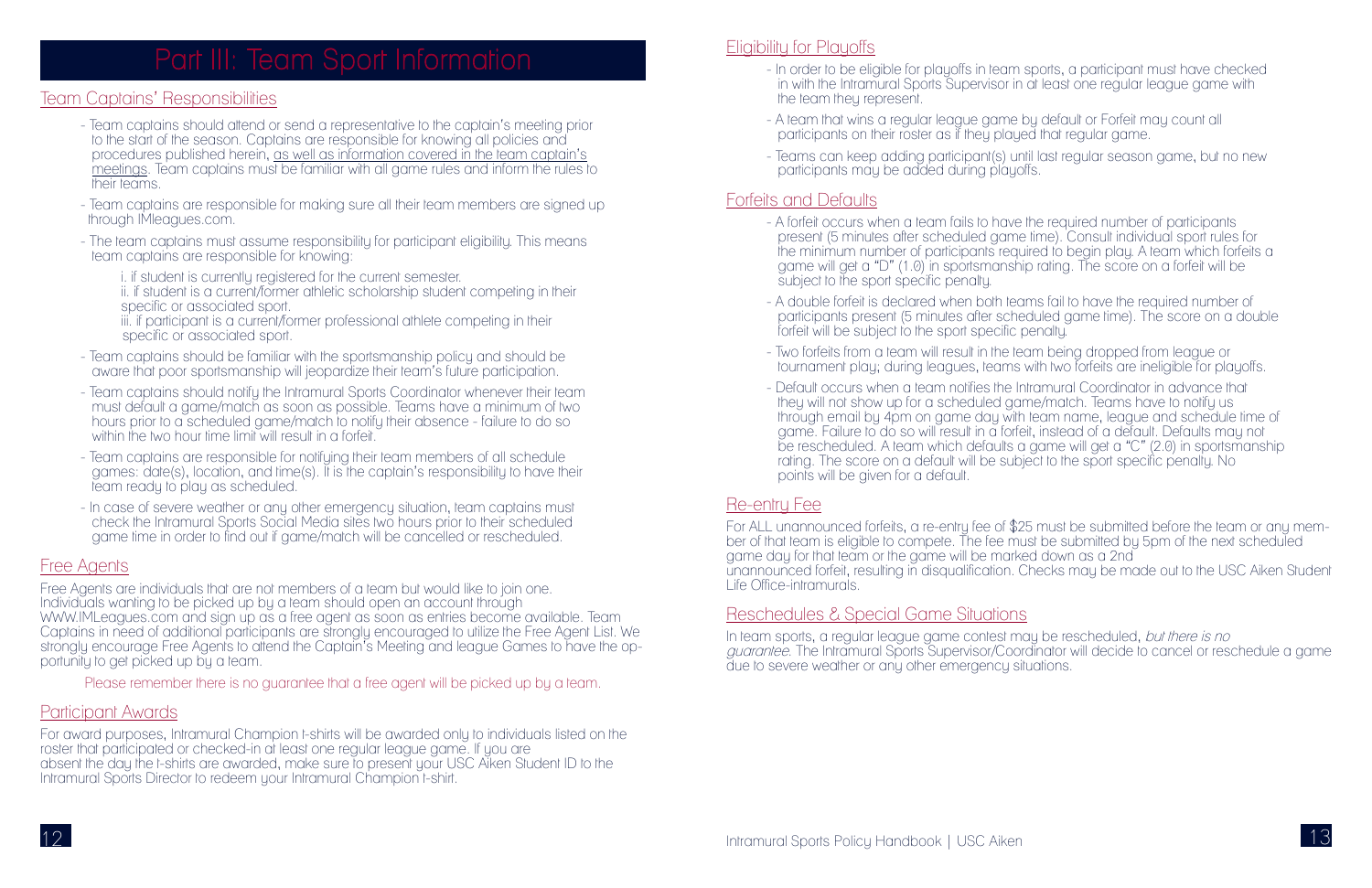# Part III: Team Sport Information

## Team Captains' Responsibilities

- Team captains should attend or send a representative to the captain's meeting prior to the start of the season. Captains are responsible for knowing all policies and procedures published herein, as well as information covered in the team captain's meetings. Team captains must be familiar with all game rules and inform the rules to their teams.
- Team captains are responsible for making sure all their team members are signed up through IMleagues.com.
- The team captains must assume responsibility for participant eligibility. This means team captains are responsible for knowing:
  
  i. if student is currently registered for the current semester.  
  ii. if student is a current/former athletic scholarship student competing in their specific or associated sport.  
  iii. if participant is a current/former professional athlete competing in their specific or associated sport.
- Team captains should be familiar with the sportsmanship policy and should be aware that poor sportsmanship will jeopardize their team's future participation.
- Team captains should notify the Intramural Sports Coordinator whenever their team must default a game/match as soon as possible. Teams have a minimum of two hours prior to a scheduled game/match to notify their absence - failure to do so within the two hour time limit will result in a forfeit.
- Team captains are responsible for notifying their team members of all schedule games: date(s), location, and time(s). It is the captain's responsibility to have their team ready to play as scheduled.
- In case of severe weather or any other emergency situation, team captains must check the Intramural Sports Social Media sites two hours prior to their scheduled game time in order to find out if game/match will be cancelled or rescheduled.

## Free Agents

Free Agents are individuals that are not members of a team but would like to join one. Individuals wanting to be picked up by a team should open an account through WWW.IMLeagues.com and sign up as a free agent as soon as entries become available. Team Captains in need of additional participants are strongly encouraged to utilize the Free Agent List. We strongly encourage Free Agents to attend the Captain's Meeting and league Games to have the opportunity to get picked up by a team.

Please remember there is no guarantee that a free agent will be picked up by a team.

## Participant Awards

For award purposes, Intramural Champion t-shirts will be awarded only to individuals listed on the roster that participated or checked-in at least one regular league game. If you are absent the day the t-shirts are awarded, make sure to present your USC Aiken Student ID to the Intramural Sports Director to redeem your Intramural Champion t-shirt.

## Eligibility for Playoffs

- In order to be eligible for playoffs in team sports, a participant must have checked in with the Intramural Sports Supervisor in at least one regular league game with the team they represent.
- A team that wins a regular league game by default or Forfeit may count all participants on their roster as if they played that regular game.
- Teams can keep adding participant(s) until last regular season game, but no new participants may be added during playoffs.

## Forfeits and Defaults

- A forfeit occurs when a team fails to have the required number of participants present (5 minutes after scheduled game time). Consult individual sport rules for the minimum number of participants required to begin play. A team which forfeits a game will get a "D" (1.0) in sportsmanship rating. The score on a forfeit will be subject to the sport specific penalty.
- A double forfeit is declared when both teams fail to have the required number of participants present (5 minutes after scheduled game time). The score on a double forfeit will be subject to the sport specific penalty.
- Two forfeits from a team will result in the team being dropped from league or tournament play; during leagues, teams with two forfeits are ineligible for playoffs.
- Default occurs when a team notifies the Intramural Coordinator in advance that they will not show up for a scheduled game/match. Teams have to notify us through email by 4pm on game day with team name, league and schedule time of game. Failure to do so will result in a forfeit, instead of a default. Defaults may not be rescheduled. A team which defaults a game will get a "C" (2.0) in sportsmanship rating. The score on a default will be subject to the sport specific penalty. No points will be given for a default.

## Re-entry Fee

For ALL unannounced forfeits, a re-entry fee of $25 must be submitted before the team or any member of that team is eligible to compete. The fee must be submitted by 5pm of the next scheduled game day for that team or the game will be marked down as a 2nd unannounced forfeit, resulting in disqualification. Checks may be made out to the USC Aiken Student Life Office-intramurals.

## Reschedules & Special Game Situations

In team sports, a regular league game contest may be rescheduled, *but there is no guarantee*. The Intramural Sports Supervisor/Coordinator will decide to cancel or reschedule a game due to severe weather or any other emergency situations.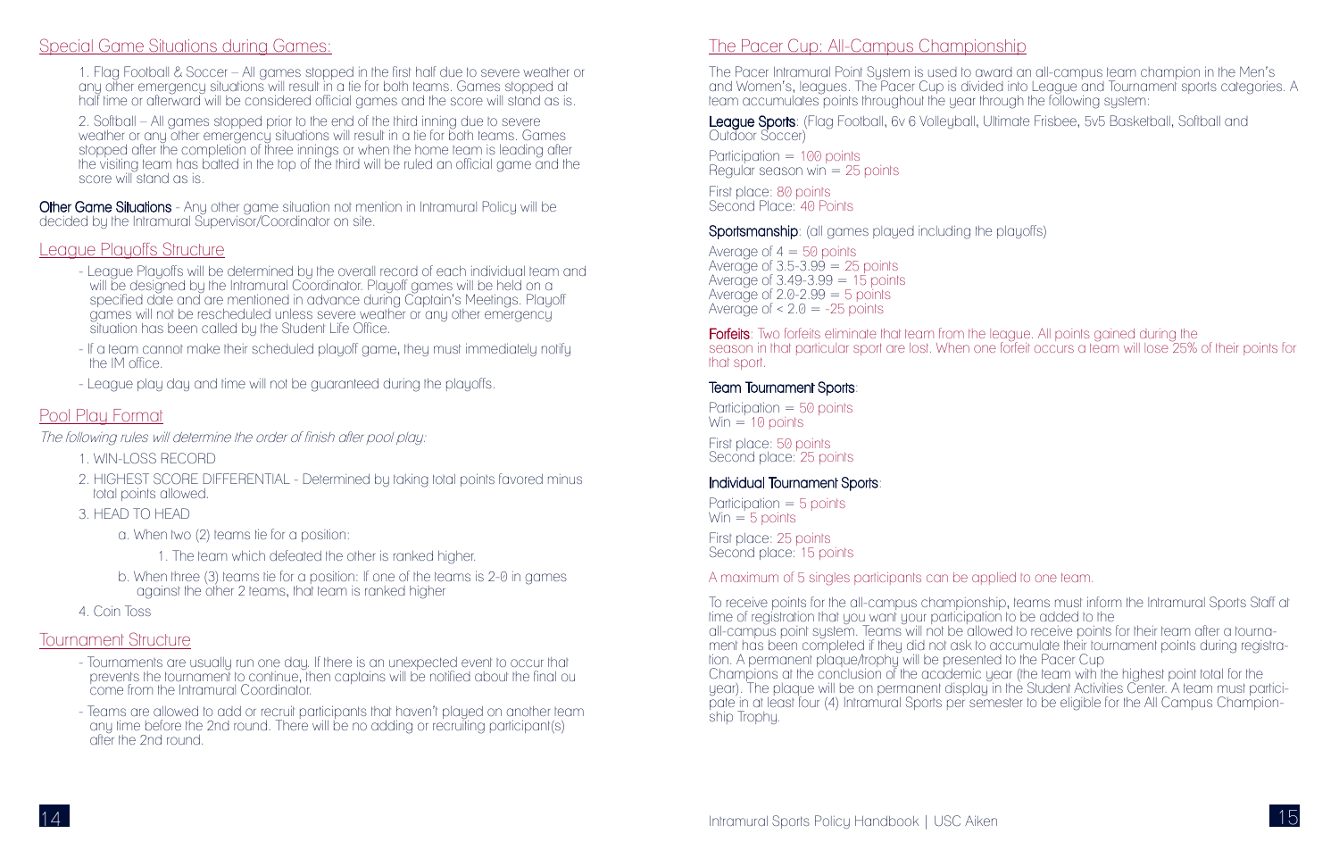## Special Game Situations during Games:

1. Flag Football & Soccer – All games stopped in the first half due to severe weather or any other emergency situations will result in a tie for both teams. Games stopped at half time or afterward will be considered official games and the score will stand as is.

2. Softball – All games stopped prior to the end of the third inning due to severe weather or any other emergency situations will result in a tie for both teams. Games stopped after the completion of three innings or when the home team is leading after the visiting team has batted in the top of the third will be ruled an official game and the score will stand as is.

**Other Game Situations** - Any other game situation not mention in Intramural Policy will be decided by the Intramural Supervisor/Coordinator on site.

## League Playoffs Structure

- League Playoffs will be determined by the overall record of each individual team and will be designed by the Intramural Coordinator. Playoff games will be held on a specified date and are mentioned in advance during Captain's Meetings. Playoff games will not be rescheduled unless severe weather or any other emergency situation has been called by the Student Life Office.
- If a team cannot make their scheduled playoff game, they must immediately notify the IM office.
- League play day and time will not be guaranteed during the playoffs.

## Pool Play Format

*The following rules will determine the order of finish after pool play:*

1. WIN-LOSS RECORD
2. HIGHEST SCORE DIFFERENTIAL - Determined by taking total points favored minus total points allowed.
3. HEAD TO HEAD
   a. When two (2) teams tie for a position:
      1. The team which defeated the other is ranked higher.
   b. When three (3) teams tie for a position: If one of the teams is 2-0 in games against the other 2 teams, that team is ranked higher
4. Coin Toss

## Tournament Structure

- Tournaments are usually run one day. If there is an unexpected event to occur that prevents the tournament to continue, then captains will be notified about the final ou come from the Intramural Coordinator.
- Teams are allowed to add or recruit participants that haven't played on another team any time before the 2nd round. There will be no adding or recruiting participant(s) after the 2nd round.

## The Pacer Cup: All-Campus Championship

The Pacer Intramural Point System is used to award an all-campus team champion in the Men's and Women's, leagues. The Pacer Cup is divided into League and Tournament sports categories. A team accumulates points throughout the year through the following system:

**League Sports**: (Flag Football, 6v 6 Volleyball, Ultimate Frisbee, 5v5 Basketball, Softball and Outdoor Soccer)

Participation = 100 points
Regular season win = 25 points

First place: 80 points
Second Place: 40 Points

**Sportsmanship**: (all games played including the playoffs)

Average of 4 = 50 points
Average of 3.5-3.99 = 25 points
Average of 3.49-3.99 = 15 points
Average of 2.0-2.99 = 5 points
Average of < 2.0 = -25 points

**Forfeits**: Two forfeits eliminate that team from the league. All points gained during the season in that particular sport are lost. When one forfeit occurs a team will lose 25% of their points for that sport.

**Team Tournament Sports**:

Participation = 50 points
Win = 10 points

First place: 50 points
Second place: 25 points

**Individual Tournament Sports**:

Participation = 5 points
Win = 5 points

First place: 25 points
Second place: 15 points

A maximum of 5 singles participants can be applied to one team.

To receive points for the all-campus championship, teams must inform the Intramural Sports Staff at time of registration that you want your participation to be added to the all-campus point system. Teams will not be allowed to receive points for their team after a tournament has been completed if they did not ask to accumulate their tournament points during registration. A permanent plaque/trophy will be presented to the Pacer Cup Champions at the conclusion of the academic year (the team with the highest point total for the year). The plaque will be on permanent display in the Student Activities Center. A team must participate in at least four (4) Intramural Sports per semester to be eligible for the All Campus Championship Trophy.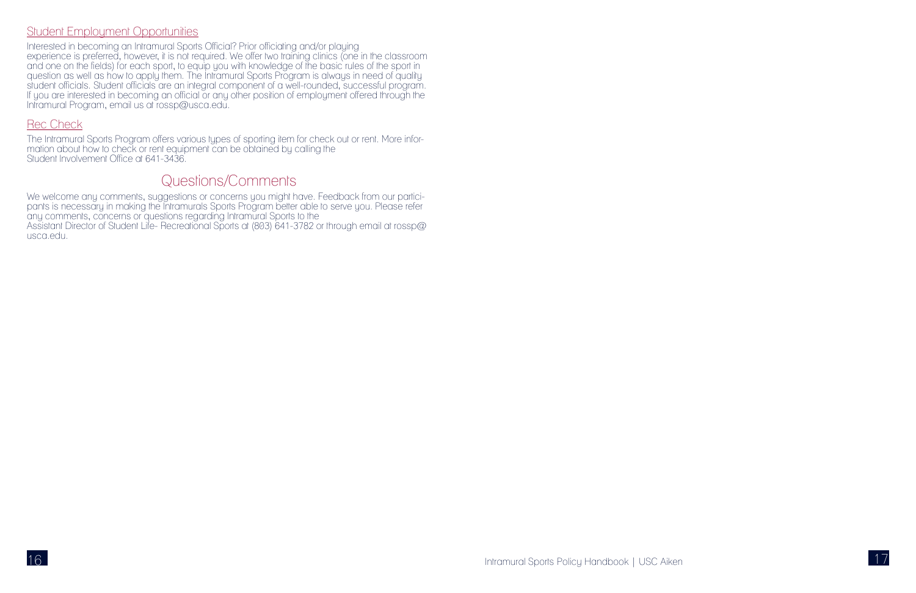## Student Employment Opportunities

Interested in becoming an Intramural Sports Official? Prior officiating and/or playing experience is preferred, however, it is not required. We offer two training clinics (one in the classroom and one on the fields) for each sport, to equip you with knowledge of the basic rules of the sport in question as well as how to apply them. The Intramural Sports Program is always in need of quality student officials. Student officials are an integral component of a well-rounded, successful program. If you are interested in becoming an official or any other position of employment offered through the Intramural Program, email us at rossp@usca.edu.

## Rec Check

The Intramural Sports Program offers various types of sporting item for check out or rent. More information about how to check or rent equipment can be obtained by calling the Student Involvement Office at 641-3436.

# Questions/Comments

We welcome any comments, suggestions or concerns you might have. Feedback from our participants is necessary in making the Intramurals Sports Program better able to serve you. Please refer any comments, concerns or questions regarding Intramural Sports to the Assistant Director of Student Life- Recreational Sports at (803) 641-3782 or through email at rossp@usca.edu.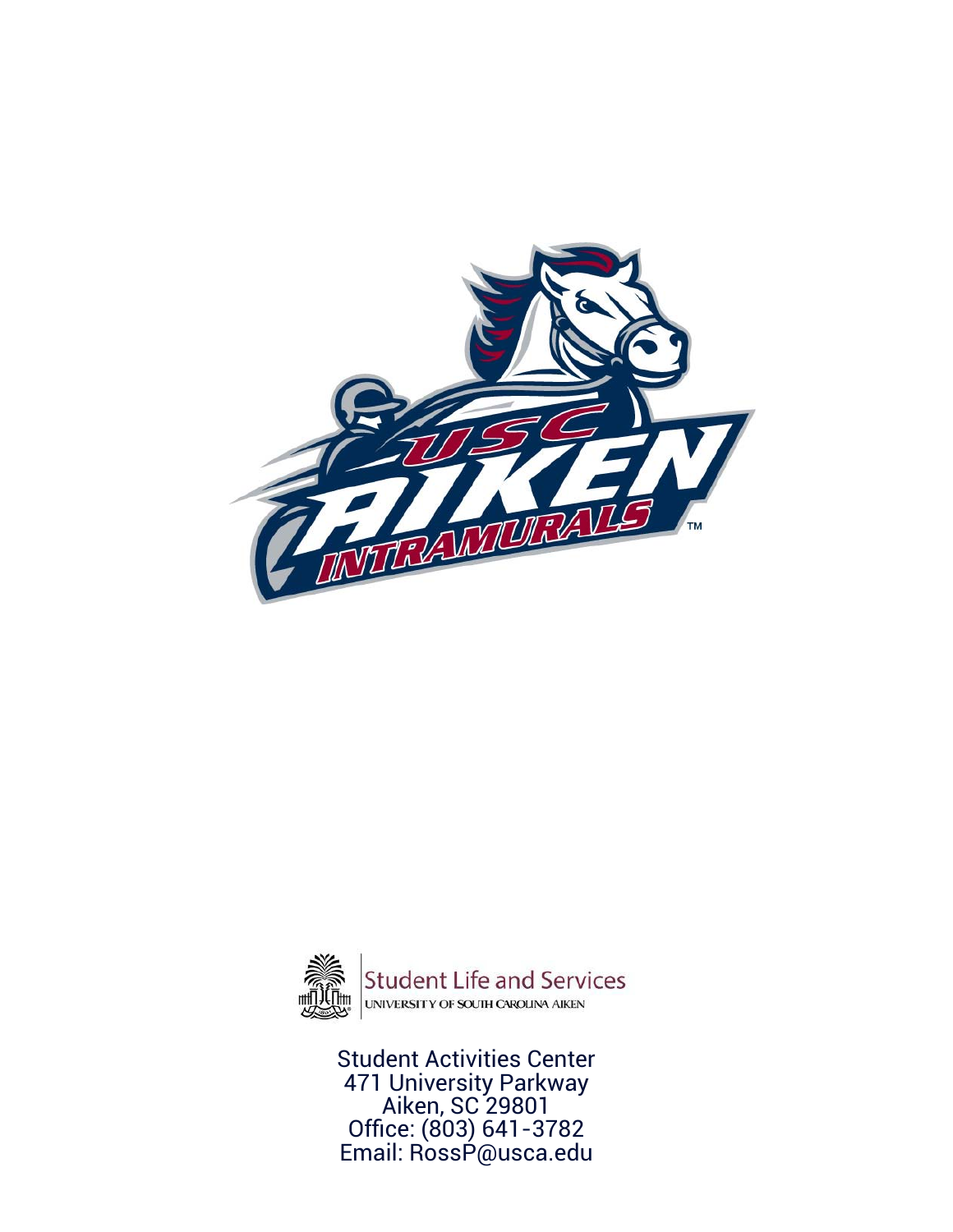Student Life and Services
UNIVERSITY OF SOUTH CAROLINA AIKEN

Student Activities Center
471 University Parkway
Aiken, SC 29801
Office: (803) 641-3782
Email: RossP@usca.edu